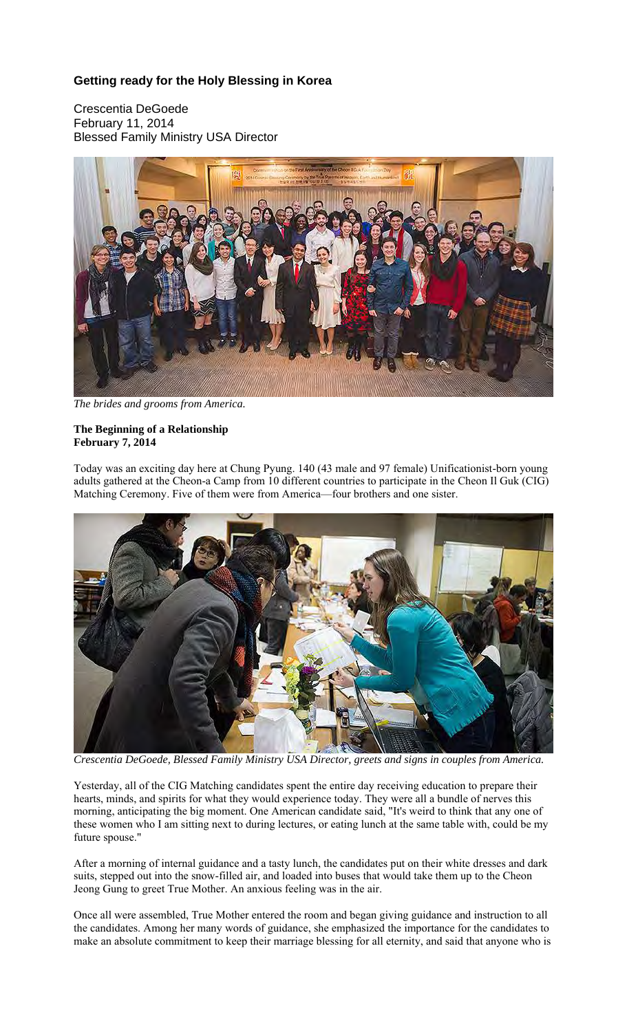# Getting ready for the Holy Blessing in Korea

Crescentia DeGoede
February 11, 2014
Blessed Family Ministry USA Director

*The brides and grooms from America.*

**The Beginning of a Relationship**
**February 7, 2014**

Today was an exciting day here at Chung Pyung. 140 (43 male and 97 female) Unificationist-born young adults gathered at the Cheon-a Camp from 10 different countries to participate in the Cheon Il Guk (CIG) Matching Ceremony. Five of them were from America—four brothers and one sister.

*Crescentia DeGoede, Blessed Family Ministry USA Director, greets and signs in couples from America.*

Yesterday, all of the CIG Matching candidates spent the entire day receiving education to prepare their hearts, minds, and spirits for what they would experience today. They were all a bundle of nerves this morning, anticipating the big moment. One American candidate said, "It's weird to think that any one of these women who I am sitting next to during lectures, or eating lunch at the same table with, could be my future spouse."

After a morning of internal guidance and a tasty lunch, the candidates put on their white dresses and dark suits, stepped out into the snow-filled air, and loaded into buses that would take them up to the Cheon Jeong Gung to greet True Mother. An anxious feeling was in the air.

Once all were assembled, True Mother entered the room and began giving guidance and instruction to all the candidates. Among her many words of guidance, she emphasized the importance for the candidates to make an absolute commitment to keep their marriage blessing for all eternity, and said that anyone who is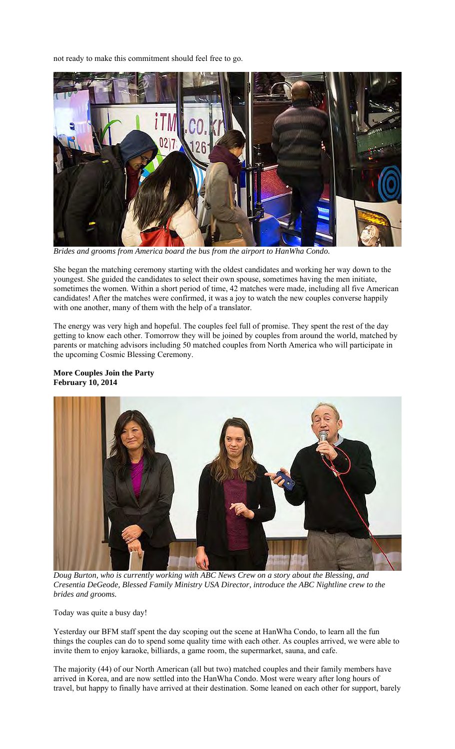not ready to make this commitment should feel free to go.

*Brides and grooms from America board the bus from the airport to HanWha Condo.*

She began the matching ceremony starting with the oldest candidates and working her way down to the youngest. She guided the candidates to select their own spouse, sometimes having the men initiate, sometimes the women. Within a short period of time, 42 matches were made, including all five American candidates! After the matches were confirmed, it was a joy to watch the new couples converse happily with one another, many of them with the help of a translator.

The energy was very high and hopeful. The couples feel full of promise. They spent the rest of the day getting to know each other. Tomorrow they will be joined by couples from around the world, matched by parents or matching advisors including 50 matched couples from North America who will participate in the upcoming Cosmic Blessing Ceremony.

**More Couples Join the Party**
**February 10, 2014**

*Doug Burton, who is currently working with ABC News Crew on a story about the Blessing, and Cresentia DeGeode, Blessed Family Ministry USA Director, introduce the ABC Nightline crew to the brides and grooms.*

Today was quite a busy day!

Yesterday our BFM staff spent the day scoping out the scene at HanWha Condo, to learn all the fun things the couples can do to spend some quality time with each other. As couples arrived, we were able to invite them to enjoy karaoke, billiards, a game room, the supermarket, sauna, and cafe.

The majority (44) of our North American (all but two) matched couples and their family members have arrived in Korea, and are now settled into the HanWha Condo. Most were weary after long hours of travel, but happy to finally have arrived at their destination. Some leaned on each other for support, barely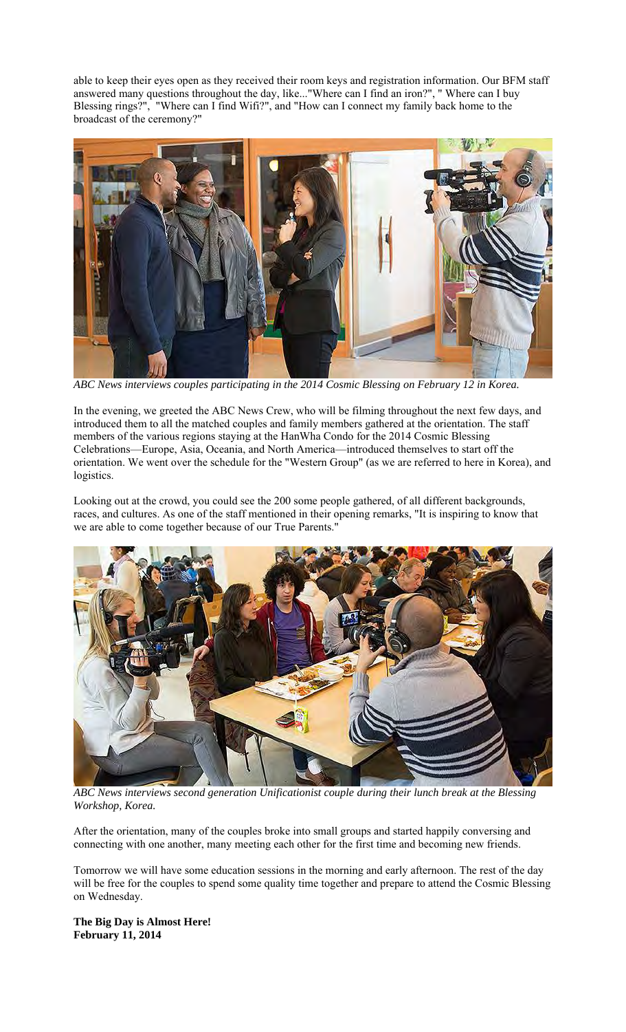able to keep their eyes open as they received their room keys and registration information. Our BFM staff answered many questions throughout the day, like..."Where can I find an iron?", " Where can I buy Blessing rings?", "Where can I find Wifi?", and "How can I connect my family back home to the broadcast of the ceremony?"

*ABC News interviews couples participating in the 2014 Cosmic Blessing on February 12 in Korea.*

In the evening, we greeted the ABC News Crew, who will be filming throughout the next few days, and introduced them to all the matched couples and family members gathered at the orientation. The staff members of the various regions staying at the HanWha Condo for the 2014 Cosmic Blessing Celebrations—Europe, Asia, Oceania, and North America—introduced themselves to start off the orientation. We went over the schedule for the "Western Group" (as we are referred to here in Korea), and logistics.

Looking out at the crowd, you could see the 200 some people gathered, of all different backgrounds, races, and cultures. As one of the staff mentioned in their opening remarks, "It is inspiring to know that we are able to come together because of our True Parents."

*ABC News interviews second generation Unificationist couple during their lunch break at the Blessing Workshop, Korea.*

After the orientation, many of the couples broke into small groups and started happily conversing and connecting with one another, many meeting each other for the first time and becoming new friends.

Tomorrow we will have some education sessions in the morning and early afternoon. The rest of the day will be free for the couples to spend some quality time together and prepare to attend the Cosmic Blessing on Wednesday.

**The Big Day is Almost Here!**
**February 11, 2014**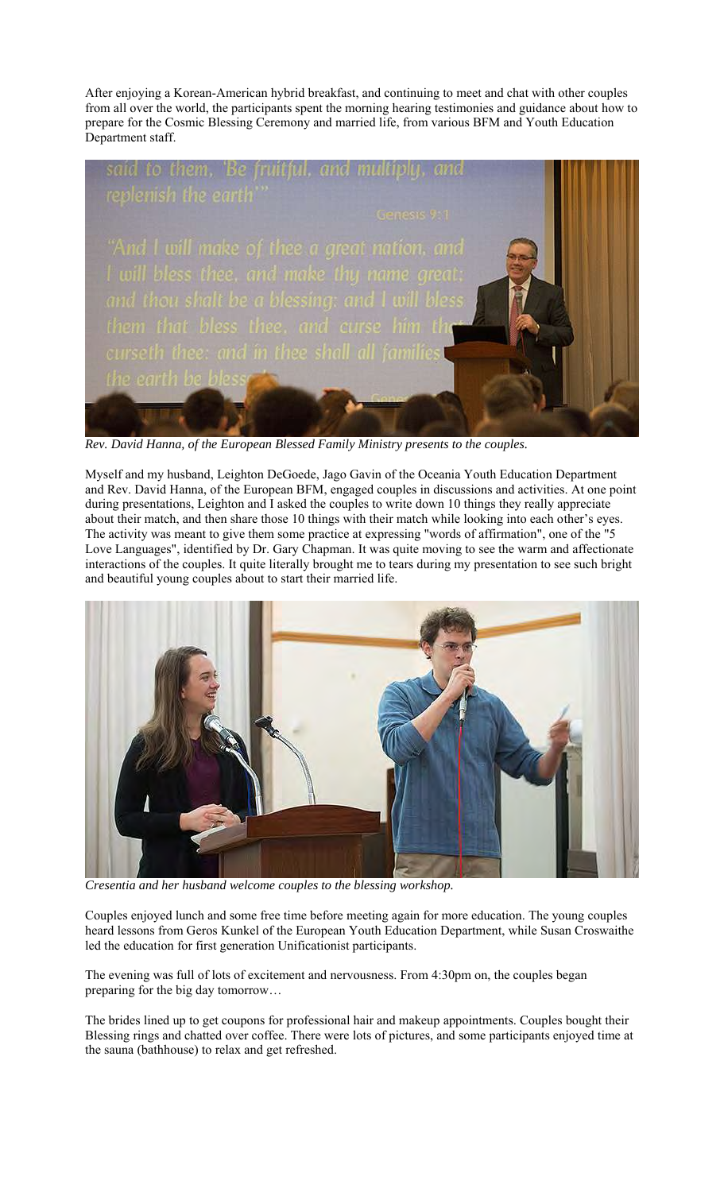After enjoying a Korean-American hybrid breakfast, and continuing to meet and chat with other couples from all over the world, the participants spent the morning hearing testimonies and guidance about how to prepare for the Cosmic Blessing Ceremony and married life, from various BFM and Youth Education Department staff.

*Rev. David Hanna, of the European Blessed Family Ministry presents to the couples.*

Myself and my husband, Leighton DeGoede, Jago Gavin of the Oceania Youth Education Department and Rev. David Hanna, of the European BFM, engaged couples in discussions and activities. At one point during presentations, Leighton and I asked the couples to write down 10 things they really appreciate about their match, and then share those 10 things with their match while looking into each other's eyes. The activity was meant to give them some practice at expressing "words of affirmation", one of the "5 Love Languages", identified by Dr. Gary Chapman. It was quite moving to see the warm and affectionate interactions of the couples. It quite literally brought me to tears during my presentation to see such bright and beautiful young couples about to start their married life.

*Cresentia and her husband welcome couples to the blessing workshop.*

Couples enjoyed lunch and some free time before meeting again for more education. The young couples heard lessons from Geros Kunkel of the European Youth Education Department, while Susan Croswaithe led the education for first generation Unificationist participants.

The evening was full of lots of excitement and nervousness. From 4:30pm on, the couples began preparing for the big day tomorrow…

The brides lined up to get coupons for professional hair and makeup appointments. Couples bought their Blessing rings and chatted over coffee. There were lots of pictures, and some participants enjoyed time at the sauna (bathhouse) to relax and get refreshed.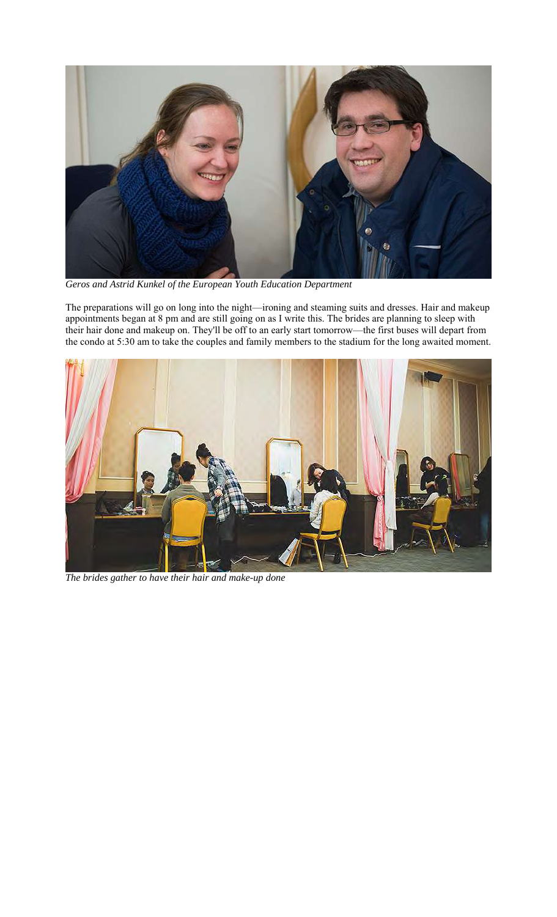*Geros and Astrid Kunkel of the European Youth Education Department*

The preparations will go on long into the night—ironing and steaming suits and dresses. Hair and makeup appointments began at 8 pm and are still going on as I write this. The brides are planning to sleep with their hair done and makeup on. They'll be off to an early start tomorrow—the first buses will depart from the condo at 5:30 am to take the couples and family members to the stadium for the long awaited moment.

*The brides gather to have their hair and make-up done*